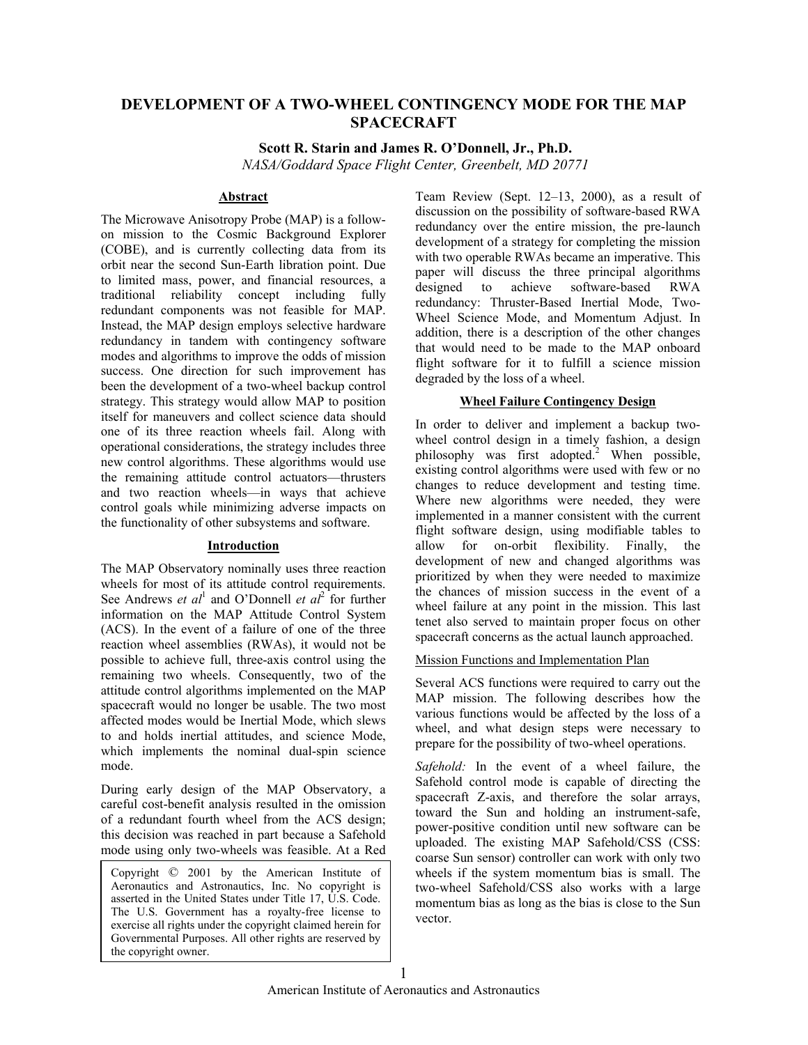# DEVELOPMENT OF A TWO-WHEEL CONTINGENCY MODE FOR THE MAP SPACECRAFT

**Scott R. Starin and James R. O'Donnell, Jr., Ph.D.**
*NASA/Goddard Space Flight Center, Greenbelt, MD 20771*

## Abstract

The Microwave Anisotropy Probe (MAP) is a follow-on mission to the Cosmic Background Explorer (COBE), and is currently collecting data from its orbit near the second Sun-Earth libration point. Due to limited mass, power, and financial resources, a traditional reliability concept including fully redundant components was not feasible for MAP. Instead, the MAP design employs selective hardware redundancy in tandem with contingency software modes and algorithms to improve the odds of mission success. One direction for such improvement has been the development of a two-wheel backup control strategy. This strategy would allow MAP to position itself for maneuvers and collect science data should one of its three reaction wheels fail. Along with operational considerations, the strategy includes three new control algorithms. These algorithms would use the remaining attitude control actuators—thrusters and two reaction wheels—in ways that achieve control goals while minimizing adverse impacts on the functionality of other subsystems and software.

## Introduction

The MAP Observatory nominally uses three reaction wheels for most of its attitude control requirements. See Andrews *et al*[1] and O'Donnell *et al*[2] for further information on the MAP Attitude Control System (ACS). In the event of a failure of one of the three reaction wheel assemblies (RWAs), it would not be possible to achieve full, three-axis control using the remaining two wheels. Consequently, two of the attitude control algorithms implemented on the MAP spacecraft would no longer be usable. The two most affected modes would be Inertial Mode, which slews to and holds inertial attitudes, and science Mode, which implements the nominal dual-spin science mode.

During early design of the MAP Observatory, a careful cost-benefit analysis resulted in the omission of a redundant fourth wheel from the ACS design; this decision was reached in part because a Safehold mode using only two-wheels was feasible. At a Red Team Review (Sept. 12–13, 2000), as a result of discussion on the possibility of software-based RWA redundancy over the entire mission, the pre-launch development of a strategy for completing the mission with two operable RWAs became an imperative. This paper will discuss the three principal algorithms designed to achieve software-based RWA redundancy: Thruster-Based Inertial Mode, Two-Wheel Science Mode, and Momentum Adjust. In addition, there is a description of the other changes that would need to be made to the MAP onboard flight software for it to fulfill a science mission degraded by the loss of a wheel.

Copyright © 2001 by the American Institute of Aeronautics and Astronautics, Inc. No copyright is asserted in the United States under Title 17, U.S. Code. The U.S. Government has a royalty-free license to exercise all rights under the copyright claimed herein for Governmental Purposes. All other rights are reserved by the copyright owner.

## Wheel Failure Contingency Design

In order to deliver and implement a backup two-wheel control design in a timely fashion, a design philosophy was first adopted.[2] When possible, existing control algorithms were used with few or no changes to reduce development and testing time. Where new algorithms were needed, they were implemented in a manner consistent with the current flight software design, using modifiable tables to allow for on-orbit flexibility. Finally, the development of new and changed algorithms was prioritized by when they were needed to maximize the chances of mission success in the event of a wheel failure at any point in the mission. This last tenet also served to maintain proper focus on other spacecraft concerns as the actual launch approached.

### Mission Functions and Implementation Plan

Several ACS functions were required to carry out the MAP mission. The following describes how the various functions would be affected by the loss of a wheel, and what design steps were necessary to prepare for the possibility of two-wheel operations.

*Safehold:* In the event of a wheel failure, the Safehold control mode is capable of directing the spacecraft Z-axis, and therefore the solar arrays, toward the Sun and holding an instrument-safe, power-positive condition until new software can be uploaded. The existing MAP Safehold/CSS (CSS: coarse Sun sensor) controller can work with only two wheels if the system momentum bias is small. The two-wheel Safehold/CSS also works with a large momentum bias as long as the bias is close to the Sun vector.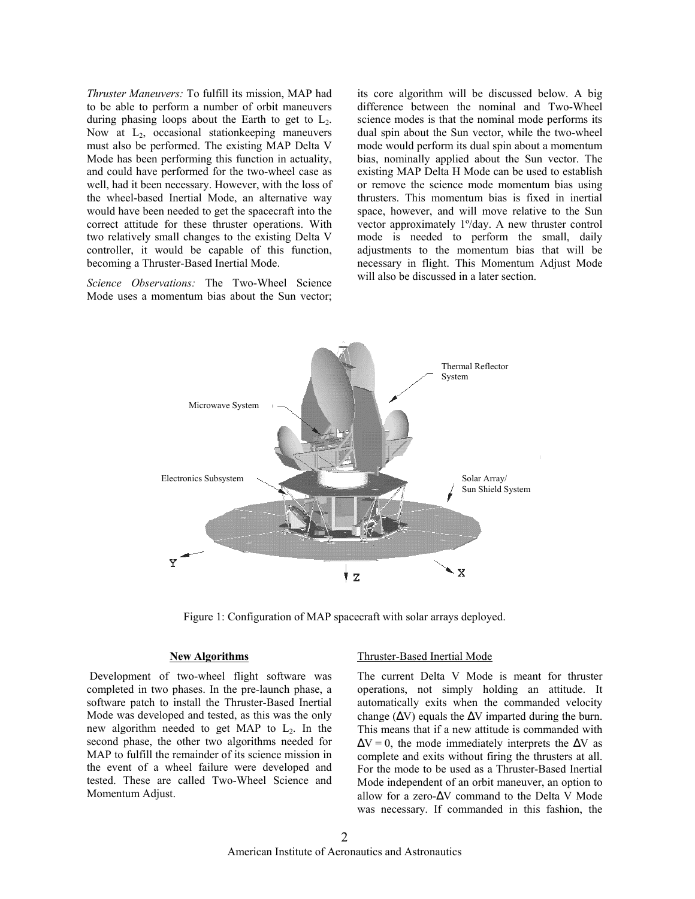*Thruster Maneuvers:* To fulfill its mission, MAP had to be able to perform a number of orbit maneuvers during phasing loops about the Earth to get to $L_2$. Now at $L_2$, occasional stationkeeping maneuvers must also be performed. The existing MAP Delta V Mode has been performing this function in actuality, and could have performed for the two-wheel case as well, had it been necessary. However, with the loss of the wheel-based Inertial Mode, an alternative way would have been needed to get the spacecraft into the correct attitude for these thruster operations. With two relatively small changes to the existing Delta V controller, it would be capable of this function, becoming a Thruster-Based Inertial Mode.

*Science Observations:* The Two-Wheel Science Mode uses a momentum bias about the Sun vector; its core algorithm will be discussed below. A big difference between the nominal and Two-Wheel science modes is that the nominal mode performs its dual spin about the Sun vector, while the two-wheel mode would perform its dual spin about a momentum bias, nominally applied about the Sun vector. The existing MAP Delta H Mode can be used to establish or remove the science mode momentum bias using thrusters. This momentum bias is fixed in inertial space, however, and will move relative to the Sun vector approximately 1º/day. A new thruster control mode is needed to perform the small, daily adjustments to the momentum bias that will be necessary in flight. This Momentum Adjust Mode will also be discussed in a later section.

Figure 1: Configuration of MAP spacecraft with solar arrays deployed.

## New Algorithms

Development of two-wheel flight software was completed in two phases. In the pre-launch phase, a software patch to install the Thruster-Based Inertial Mode was developed and tested, as this was the only new algorithm needed to get MAP to $L_2$. In the second phase, the other two algorithms needed for MAP to fulfill the remainder of its science mission in the event of a wheel failure were developed and tested. These are called Two-Wheel Science and Momentum Adjust.

### Thruster-Based Inertial Mode

The current Delta V Mode is meant for thruster operations, not simply holding an attitude. It automatically exits when the commanded velocity change ($\Delta V$) equals the $\Delta V$ imparted during the burn. This means that if a new attitude is commanded with $\Delta V = 0$, the mode immediately interprets the $\Delta V$ as complete and exits without firing the thrusters at all. For the mode to be used as a Thruster-Based Inertial Mode independent of an orbit maneuver, an option to allow for a zero-$\Delta V$ command to the Delta V Mode was necessary. If commanded in this fashion, the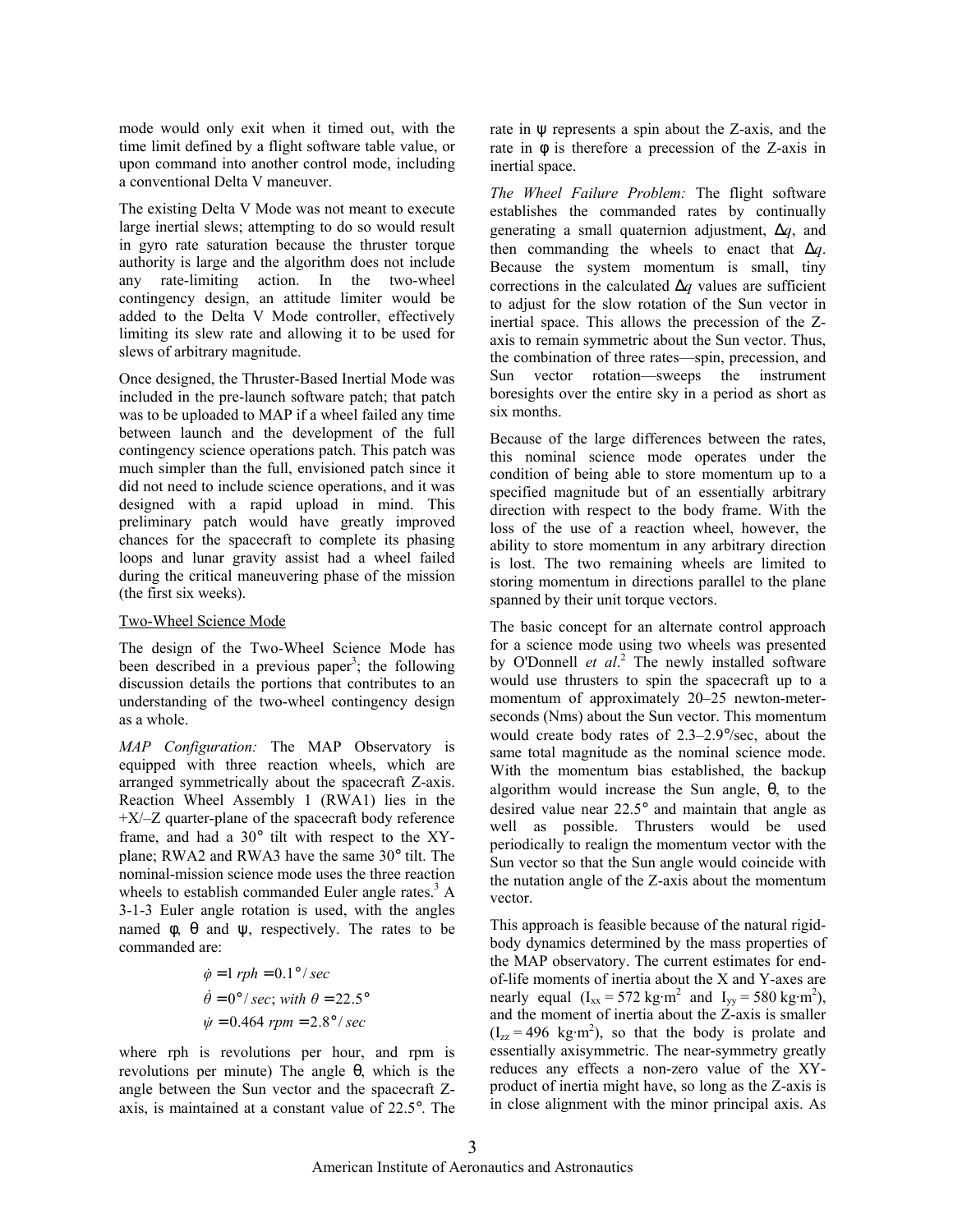mode would only exit when it timed out, with the time limit defined by a flight software table value, or upon command into another control mode, including a conventional Delta V maneuver.

The existing Delta V Mode was not meant to execute large inertial slews; attempting to do so would result in gyro rate saturation because the thruster torque authority is large and the algorithm does not include any rate-limiting action. In the two-wheel contingency design, an attitude limiter would be added to the Delta V Mode controller, effectively limiting its slew rate and allowing it to be used for slews of arbitrary magnitude.

Once designed, the Thruster-Based Inertial Mode was included in the pre-launch software patch; that patch was to be uploaded to MAP if a wheel failed any time between launch and the development of the full contingency science operations patch. This patch was much simpler than the full, envisioned patch since it did not need to include science operations, and it was designed with a rapid upload in mind. This preliminary patch would have greatly improved chances for the spacecraft to complete its phasing loops and lunar gravity assist had a wheel failed during the critical maneuvering phase of the mission (the first six weeks).

## Two-Wheel Science Mode

The design of the Two-Wheel Science Mode has been described in a previous paper[3]; the following discussion details the portions that contributes to an understanding of the two-wheel contingency design as a whole.

*MAP Configuration:* The MAP Observatory is equipped with three reaction wheels, which are arranged symmetrically about the spacecraft Z-axis. Reaction Wheel Assembly 1 (RWA1) lies in the +X/–Z quarter-plane of the spacecraft body reference frame, and had a 30° tilt with respect to the XY-plane; RWA2 and RWA3 have the same 30° tilt. The nominal-mission science mode uses the three reaction wheels to establish commanded Euler angle rates.[3] A 3-1-3 Euler angle rotation is used, with the angles named $\phi$, $\theta$ and $\psi$, respectively. The rates to be commanded are:

$$\dot{\phi} = 1\ rph = 0.1°/sec$$

$$\dot{\theta} = 0°/sec;\ with\ \theta = 22.5°$$

$$\dot{\psi} = 0.464\ rpm = 2.8°/sec$$

where rph is revolutions per hour, and rpm is revolutions per minute) The angle $\theta$, which is the angle between the Sun vector and the spacecraft Z-axis, is maintained at a constant value of 22.5°. The rate in $\psi$ represents a spin about the Z-axis, and the rate in $\phi$ is therefore a precession of the Z-axis in inertial space.

*The Wheel Failure Problem:* The flight software establishes the commanded rates by continually generating a small quaternion adjustment, $\Delta q$, and then commanding the wheels to enact that $\Delta q$. Because the system momentum is small, tiny corrections in the calculated $\Delta q$ values are sufficient to adjust for the slow rotation of the Sun vector in inertial space. This allows the precession of the Z-axis to remain symmetric about the Sun vector. Thus, the combination of three rates—spin, precession, and Sun vector rotation—sweeps the instrument boresights over the entire sky in a period as short as six months.

Because of the large differences between the rates, this nominal science mode operates under the condition of being able to store momentum up to a specified magnitude but of an essentially arbitrary direction with respect to the body frame. With the loss of the use of a reaction wheel, however, the ability to store momentum in any arbitrary direction is lost. The two remaining wheels are limited to storing momentum in directions parallel to the plane spanned by their unit torque vectors.

The basic concept for an alternate control approach for a science mode using two wheels was presented by O'Donnell *et al*.[2] The newly installed software would use thrusters to spin the spacecraft up to a momentum of approximately 20–25 newton-meter-seconds (Nms) about the Sun vector. This momentum would create body rates of 2.3–2.9°/sec, about the same total magnitude as the nominal science mode. With the momentum bias established, the backup algorithm would increase the Sun angle, $\theta$, to the desired value near 22.5° and maintain that angle as well as possible. Thrusters would be used periodically to realign the momentum vector with the Sun vector so that the Sun angle would coincide with the nutation angle of the Z-axis about the momentum vector.

This approach is feasible because of the natural rigid-body dynamics determined by the mass properties of the MAP observatory. The current estimates for end-of-life moments of inertia about the X and Y-axes are nearly equal ($I_{xx} = 572$ kg·m$^2$ and $I_{yy} = 580$ kg·m$^2$), and the moment of inertia about the Z-axis is smaller ($I_{zz} = 496$ kg·m$^2$), so that the body is prolate and essentially axisymmetric. The near-symmetry greatly reduces any effects a non-zero value of the XY-product of inertia might have, so long as the Z-axis is in close alignment with the minor principal axis. As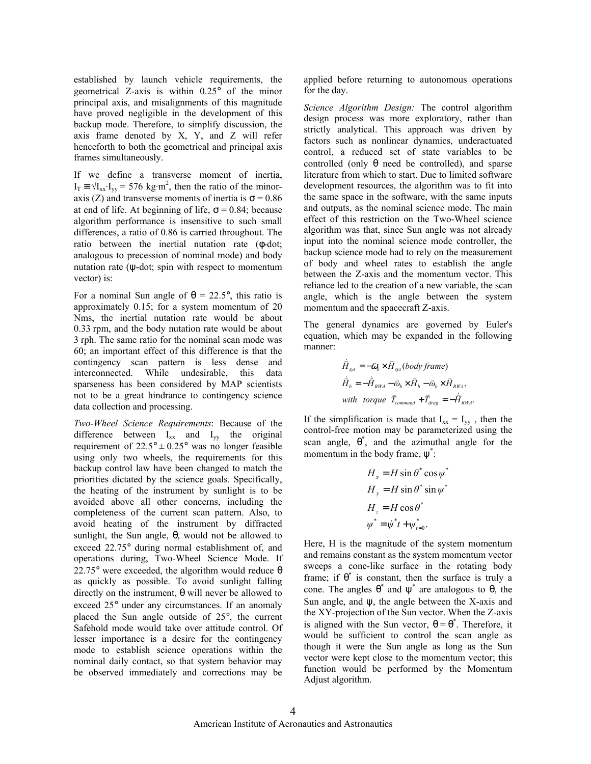established by launch vehicle requirements, the geometrical Z-axis is within 0.25° of the minor principal axis, and misalignments of this magnitude have proved negligible in the development of this backup mode. Therefore, to simplify discussion, the axis frame denoted by X, Y, and Z will refer henceforth to both the geometrical and principal axis frames simultaneously.

If we define a transverse moment of inertia, $I_T \equiv \sqrt{I_{xx} \cdot I_{yy}} = 576$ kg·m$^2$, then the ratio of the minor-axis (Z) and transverse moments of inertia is $\sigma = 0.86$ at end of life. At beginning of life, $\sigma = 0.84$; because algorithm performance is insensitive to such small differences, a ratio of 0.86 is carried throughout. The ratio between the inertial nutation rate ($\phi$-dot; analogous to precession of nominal mode) and body nutation rate ($\psi$-dot; spin with respect to momentum vector) is:

For a nominal Sun angle of $\theta = 22.5°$, this ratio is approximately 0.15; for a system momentum of 20 Nms, the inertial nutation rate would be about 0.33 rpm, and the body nutation rate would be about 3 rph. The same ratio for the nominal scan mode was 60; an important effect of this difference is that the contingency scan pattern is less dense and interconnected. While undesirable, this data sparseness has been considered by MAP scientists not to be a great hindrance to contingency science data collection and processing.

*Two-Wheel Science Requirements*: Because of the difference between $I_{xx}$ and $I_{yy}$ the original requirement of $22.5° \pm 0.25°$ was no longer feasible using only two wheels, the requirements for this backup control law have been changed to match the priorities dictated by the science goals. Specifically, the heating of the instrument by sunlight is to be avoided above all other concerns, including the completeness of the current scan pattern. Also, to avoid heating of the instrument by diffracted sunlight, the Sun angle, $\theta$, would not be allowed to exceed 22.75° during normal establishment of, and operations during, Two-Wheel Science Mode. If 22.75° were exceeded, the algorithm would reduce $\theta$ as quickly as possible. To avoid sunlight falling directly on the instrument, $\theta$ will never be allowed to exceed 25° under any circumstances. If an anomaly placed the Sun angle outside of 25°, the current Safehold mode would take over attitude control. Of lesser importance is a desire for the contingency mode to establish science operations within the nominal daily contact, so that system behavior may be observed immediately and corrections may be applied before returning to autonomous operations for the day.

*Science Algorithm Design:* The control algorithm design process was more exploratory, rather than strictly analytical. This approach was driven by factors such as nonlinear dynamics, underactuated control, a reduced set of state variables to be controlled (only $\theta$ need be controlled), and sparse literature from which to start. Due to limited software development resources, the algorithm was to fit into the same space in the software, with the same inputs and outputs, as the nominal science mode. The main effect of this restriction on the Two-Wheel science algorithm was that, since Sun angle was not already input into the nominal science mode controller, the backup science mode had to rely on the measurement of body and wheel rates to establish the angle between the Z-axis and the momentum vector. This reliance led to the creation of a new variable, the scan angle, which is the angle between the system momentum and the spacecraft Z-axis.

The general dynamics are governed by Euler's equation, which may be expanded in the following manner:

$$
\begin{aligned}
&\dot{\vec{H}}_{sys} = -\vec{\omega}_b \times \vec{H}_{sys} \, (\textit{body frame}) \\
&\dot{\vec{H}}_b = -\dot{\vec{H}}_{RWA} - \vec{\omega}_b \times \vec{H}_b - \vec{\omega}_b \times \vec{H}_{RWA}, \\
&\textit{with torque } \vec{T}_{command} + \vec{T}_{drag} = -\dot{\vec{H}}_{RWA}.
\end{aligned}
$$

If the simplification is made that $I_{xx} = I_{yy}$, then the control-free motion may be parameterized using the scan angle, $\theta^*$, and the azimuthal angle for the momentum in the body frame, $\psi^*$:

$$
\begin{aligned}
H_x &= H \sin\theta^* \cos\psi^* \\
H_y &= H \sin\theta^* \sin\psi^* \\
H_z &= H \cos\theta^* \\
\psi^* &= \dot{\psi}^* t + \psi^*_{t=0}.
\end{aligned}
$$

Here, H is the magnitude of the system momentum and remains constant as the system momentum vector sweeps a cone-like surface in the rotating body frame; if $\theta^*$ is constant, then the surface is truly a cone. The angles $\theta^*$ and $\psi^*$ are analogous to $\theta$, the Sun angle, and $\psi$, the angle between the X-axis and the XY-projection of the Sun vector. When the Z-axis is aligned with the Sun vector, $\theta = \theta^*$. Therefore, it would be sufficient to control the scan angle as though it were the Sun angle as long as the Sun vector were kept close to the momentum vector; this function would be performed by the Momentum Adjust algorithm.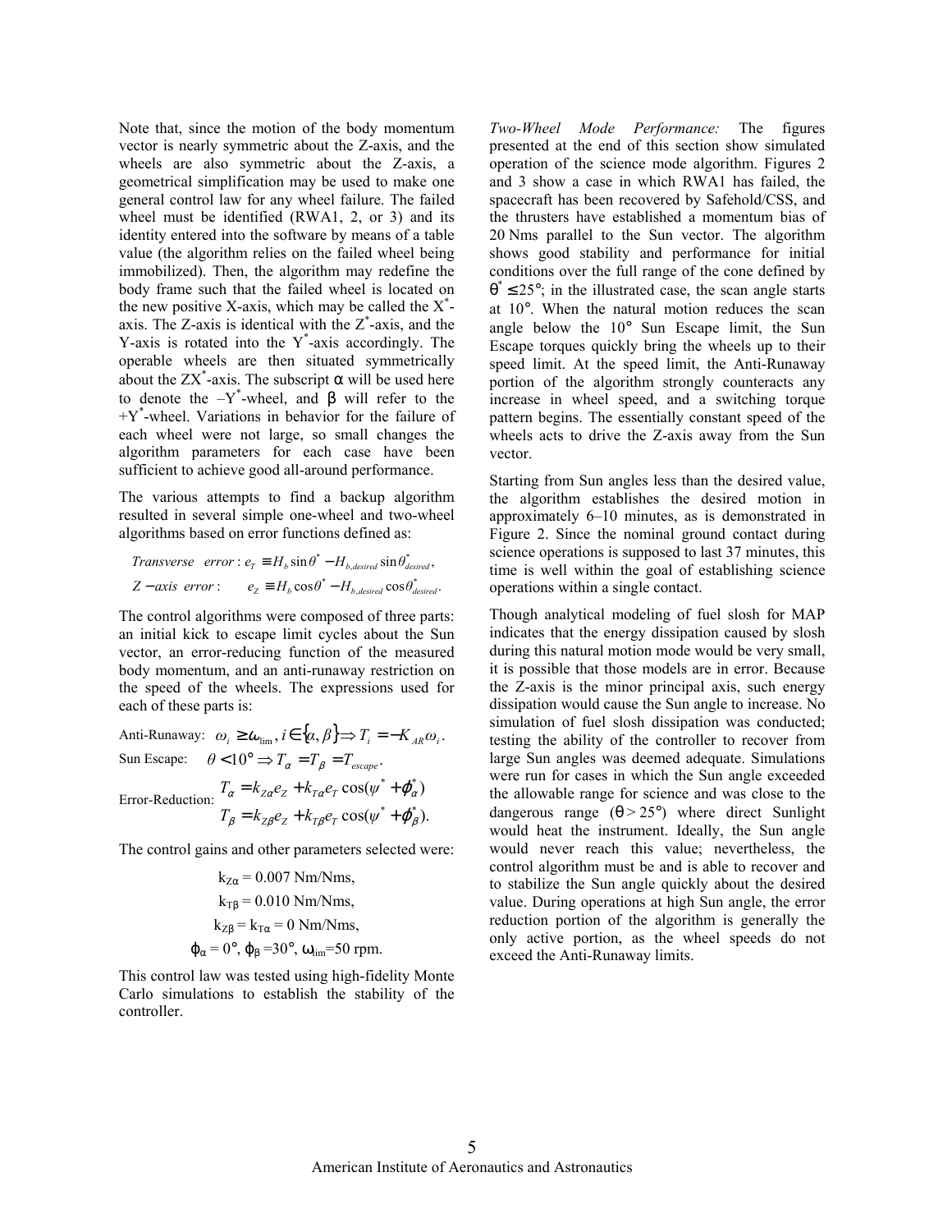Note that, since the motion of the body momentum vector is nearly symmetric about the Z-axis, and the wheels are also symmetric about the Z-axis, a geometrical simplification may be used to make one general control law for any wheel failure. The failed wheel must be identified (RWA1, 2, or 3) and its identity entered into the software by means of a table value (the algorithm relies on the failed wheel being immobilized). Then, the algorithm may redefine the body frame such that the failed wheel is located on the new positive X-axis, which may be called the $X^*$-axis. The Z-axis is identical with the $Z^*$-axis, and the Y-axis is rotated into the $Y^*$-axis accordingly. The operable wheels are then situated symmetrically about the $ZX^*$-axis. The subscript $\alpha$ will be used here to denote the $-Y^*$-wheel, and $\beta$ will refer to the $+Y^*$-wheel. Variations in behavior for the failure of each wheel were not large, so small changes the algorithm parameters for each case have been sufficient to achieve good all-around performance.

The various attempts to find a backup algorithm resulted in several simple one-wheel and two-wheel algorithms based on error functions defined as:

$$\textit{Transverse error}: e_T \equiv H_b \sin\theta^* - H_{b,desired} \sin\theta^*_{desired},$$

$$\textit{Z-axis error}: \quad e_Z \equiv H_b \cos\theta^* - H_{b,desired} \cos\theta^*_{desired}.$$

The control algorithms were composed of three parts: an initial kick to escape limit cycles about the Sun vector, an error-reducing function of the measured body momentum, and an anti-runaway restriction on the speed of the wheels. The expressions used for each of these parts is:

Anti-Runaway: $\omega_i \geq \omega_{\lim}, i \in \{\alpha, \beta\} \Rightarrow T_i = -K_{AR}\omega_i$.

Sun Escape: $\theta < 10° \Rightarrow T_\alpha = T_\beta = T_{escape}$.

Error-Reduction:
$$T_\alpha = k_{Z\alpha} e_Z + k_{T\alpha} e_T \cos(\psi^* + \varphi^*_\alpha)$$
$$T_\beta = k_{Z\beta} e_Z + k_{T\beta} e_T \cos(\psi^* + \varphi^*_\beta).$$

The control gains and other parameters selected were:

$k_{Z\alpha} = 0.007$ Nm/Nms,

$k_{T\beta} = 0.010$ Nm/Nms,

$k_{Z\beta} = k_{T\alpha} = 0$ Nm/Nms,

$\varphi_\alpha = 0°$, $\varphi_\beta = 30°$, $\omega_{\lim} = 50$ rpm.

This control law was tested using high-fidelity Monte Carlo simulations to establish the stability of the controller.

*Two-Wheel Mode Performance:* The figures presented at the end of this section show simulated operation of the science mode algorithm. Figures 2 and 3 show a case in which RWA1 has failed, the spacecraft has been recovered by Safehold/CSS, and the thrusters have established a momentum bias of 20 Nms parallel to the Sun vector. The algorithm shows good stability and performance for initial conditions over the full range of the cone defined by $\theta^* \leq 25°$; in the illustrated case, the scan angle starts at 10°. When the natural motion reduces the scan angle below the 10° Sun Escape limit, the Sun Escape torques quickly bring the wheels up to their speed limit. At the speed limit, the Anti-Runaway portion of the algorithm strongly counteracts any increase in wheel speed, and a switching torque pattern begins. The essentially constant speed of the wheels acts to drive the Z-axis away from the Sun vector.

Starting from Sun angles less than the desired value, the algorithm establishes the desired motion in approximately 6–10 minutes, as is demonstrated in Figure 2. Since the nominal ground contact during science operations is supposed to last 37 minutes, this time is well within the goal of establishing science operations within a single contact.

Though analytical modeling of fuel slosh for MAP indicates that the energy dissipation caused by slosh during this natural motion mode would be very small, it is possible that those models are in error. Because the Z-axis is the minor principal axis, such energy dissipation would cause the Sun angle to increase. No simulation of fuel slosh dissipation was conducted; testing the ability of the controller to recover from large Sun angles was deemed adequate. Simulations were run for cases in which the Sun angle exceeded the allowable range for science and was close to the dangerous range ($\theta > 25°$) where direct Sunlight would heat the instrument. Ideally, the Sun angle would never reach this value; nevertheless, the control algorithm must be and is able to recover and to stabilize the Sun angle quickly about the desired value. During operations at high Sun angle, the error reduction portion of the algorithm is generally the only active portion, as the wheel speeds do not exceed the Anti-Runaway limits.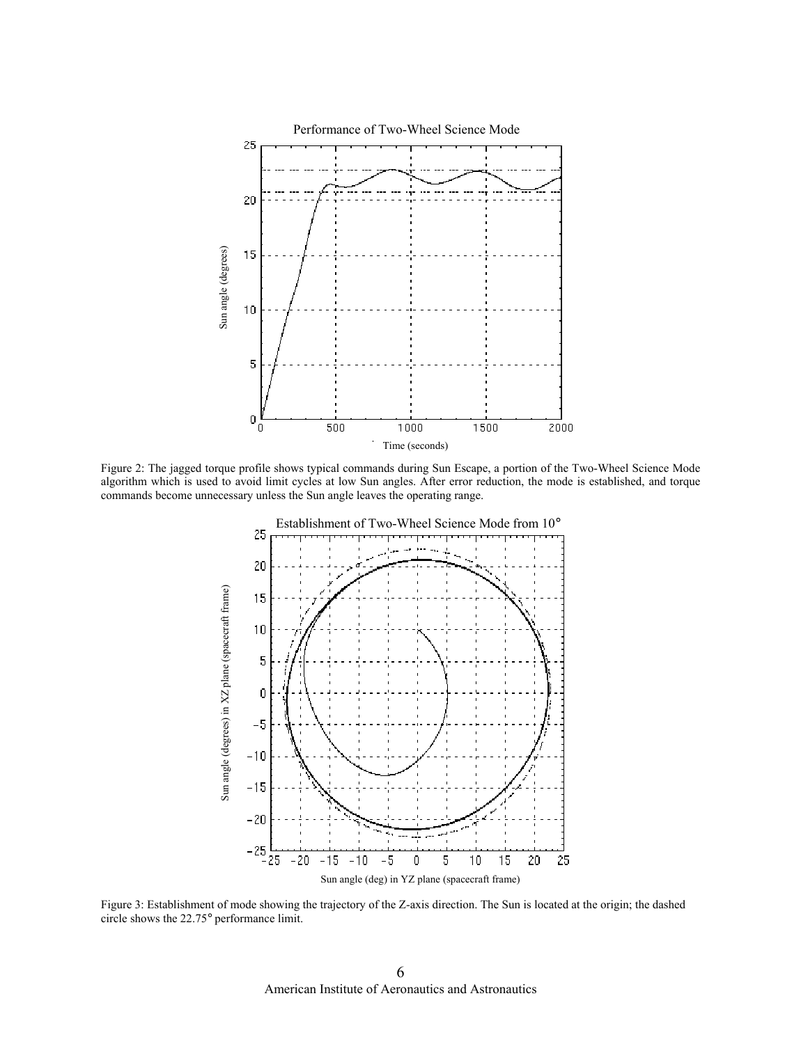Figure 2: The jagged torque profile shows typical commands during Sun Escape, a portion of the Two-Wheel Science Mode algorithm which is used to avoid limit cycles at low Sun angles. After error reduction, the mode is established, and torque commands become unnecessary unless the Sun angle leaves the operating range.

Figure 3: Establishment of mode showing the trajectory of the Z-axis direction. The Sun is located at the origin; the dashed circle shows the 22.75° performance limit.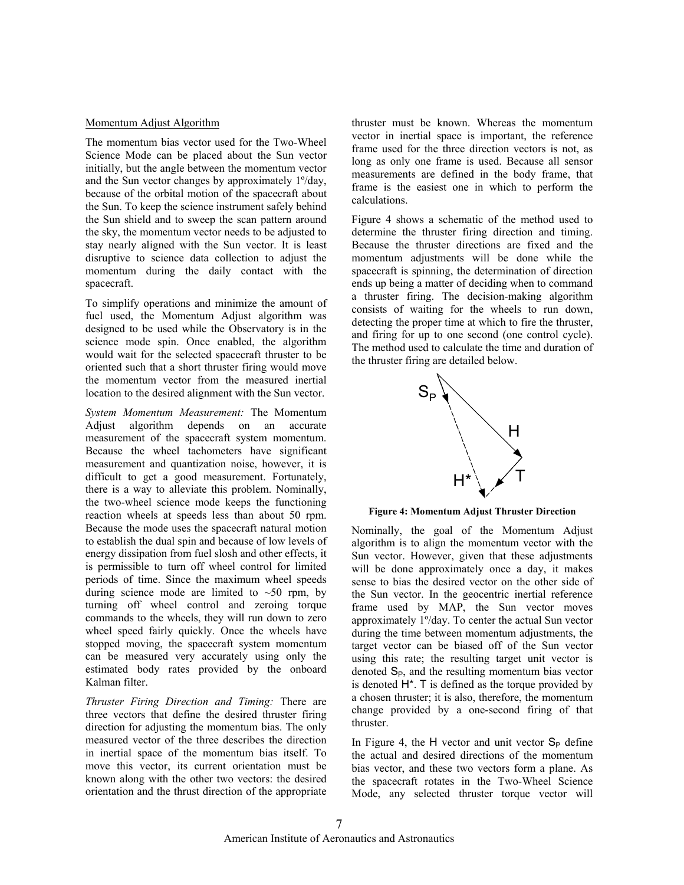Momentum Adjust Algorithm

The momentum bias vector used for the Two-Wheel Science Mode can be placed about the Sun vector initially, but the angle between the momentum vector and the Sun vector changes by approximately 1º/day, because of the orbital motion of the spacecraft about the Sun. To keep the science instrument safely behind the Sun shield and to sweep the scan pattern around the sky, the momentum vector needs to be adjusted to stay nearly aligned with the Sun vector. It is least disruptive to science data collection to adjust the momentum during the daily contact with the spacecraft.

To simplify operations and minimize the amount of fuel used, the Momentum Adjust algorithm was designed to be used while the Observatory is in the science mode spin. Once enabled, the algorithm would wait for the selected spacecraft thruster to be oriented such that a short thruster firing would move the momentum vector from the measured inertial location to the desired alignment with the Sun vector.

*System Momentum Measurement:* The Momentum Adjust algorithm depends on an accurate measurement of the spacecraft system momentum. Because the wheel tachometers have significant measurement and quantization noise, however, it is difficult to get a good measurement. Fortunately, there is a way to alleviate this problem. Nominally, the two-wheel science mode keeps the functioning reaction wheels at speeds less than about 50 rpm. Because the mode uses the spacecraft natural motion to establish the dual spin and because of low levels of energy dissipation from fuel slosh and other effects, it is permissible to turn off wheel control for limited periods of time. Since the maximum wheel speeds during science mode are limited to ~50 rpm, by turning off wheel control and zeroing torque commands to the wheels, they will run down to zero wheel speed fairly quickly. Once the wheels have stopped moving, the spacecraft system momentum can be measured very accurately using only the estimated body rates provided by the onboard Kalman filter.

*Thruster Firing Direction and Timing:* There are three vectors that define the desired thruster firing direction for adjusting the momentum bias. The only measured vector of the three describes the direction in inertial space of the momentum bias itself. To move this vector, its current orientation must be known along with the other two vectors: the desired orientation and the thrust direction of the appropriate thruster must be known. Whereas the momentum vector in inertial space is important, the reference frame used for the three direction vectors is not, as long as only one frame is used. Because all sensor measurements are defined in the body frame, that frame is the easiest one in which to perform the calculations.

Figure 4 shows a schematic of the method used to determine the thruster firing direction and timing. Because the thruster directions are fixed and the momentum adjustments will be done while the spacecraft is spinning, the determination of direction ends up being a matter of deciding when to command a thruster firing. The decision-making algorithm consists of waiting for the wheels to run down, detecting the proper time at which to fire the thruster, and firing for up to one second (one control cycle). The method used to calculate the time and duration of the thruster firing are detailed below.

$S_P$

H

H*

T

**Figure 4: Momentum Adjust Thruster Direction**

Nominally, the goal of the Momentum Adjust algorithm is to align the momentum vector with the Sun vector. However, given that these adjustments will be done approximately once a day, it makes sense to bias the desired vector on the other side of the Sun vector. In the geocentric inertial reference frame used by MAP, the Sun vector moves approximately 1º/day. To center the actual Sun vector during the time between momentum adjustments, the target vector can be biased off of the Sun vector using this rate; the resulting target unit vector is denoted $S_P$, and the resulting momentum bias vector is denoted $H^*$. $T$ is defined as the torque provided by a chosen thruster; it is also, therefore, the momentum change provided by a one-second firing of that thruster.

In Figure 4, the $H$ vector and unit vector $S_P$ define the actual and desired directions of the momentum bias vector, and these two vectors form a plane. As the spacecraft rotates in the Two-Wheel Science Mode, any selected thruster torque vector will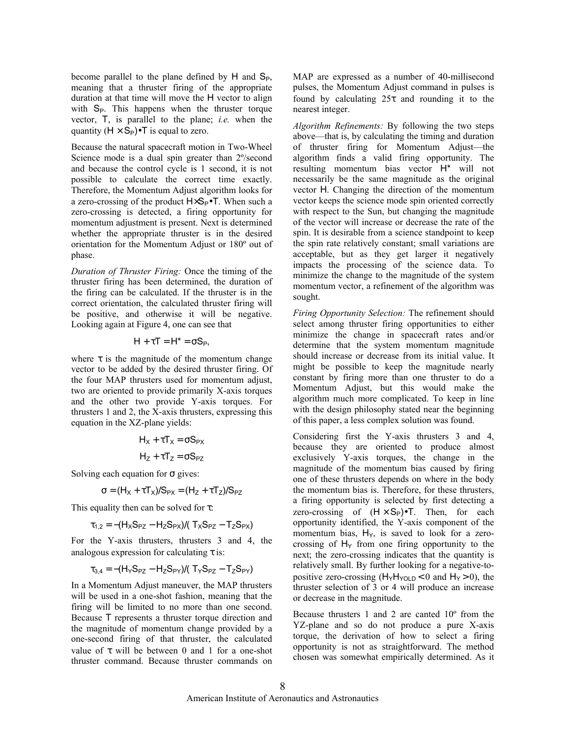become parallel to the plane defined by $H$ and $S_P$, meaning that a thruster firing of the appropriate duration at that time will move the $H$ vector to align with $S_P$. This happens when the thruster torque vector, $T$, is parallel to the plane; *i.e.* when the quantity $(H \times S_P) \bullet T$ is equal to zero.

Because the natural spacecraft motion in Two-Wheel Science mode is a dual spin greater than 2º/second and because the control cycle is 1 second, it is not possible to calculate the correct time exactly. Therefore, the Momentum Adjust algorithm looks for a zero-crossing of the product $H \times S_P \bullet T$. When such a zero-crossing is detected, a firing opportunity for momentum adjustment is present. Next is determined whether the appropriate thruster is in the desired orientation for the Momentum Adjust or 180º out of phase.

*Duration of Thruster Firing:* Once the timing of the thruster firing has been determined, the duration of the firing can be calculated. If the thruster is in the correct orientation, the calculated thruster firing will be positive, and otherwise it will be negative. Looking again at Figure 4, one can see that

$$H + \tau T = H^* = \sigma S_P,$$

where $\tau$ is the magnitude of the momentum change vector to be added by the desired thruster firing. Of the four MAP thrusters used for momentum adjust, two are oriented to provide primarily X-axis torques and the other two provide Y-axis torques. For thrusters 1 and 2, the X-axis thrusters, expressing this equation in the XZ-plane yields:

$$H_X + \tau T_X = \sigma S_{PX}$$

$$H_Z + \tau T_Z = \sigma S_{PZ}$$

Solving each equation for $\sigma$ gives:

$$\sigma = (H_X + \tau T_X)/S_{PX} = (H_Z + \tau T_Z)/S_{PZ}$$

This equality then can be solved for $\tau$:

$$\tau_{1,2} = -(H_X S_{PZ} - H_Z S_{PX})/(T_X S_{PZ} - T_Z S_{PX})$$

For the Y-axis thrusters, thrusters 3 and 4, the analogous expression for calculating $\tau$ is:

$$\tau_{3,4} = -(H_Y S_{PZ} - H_Z S_{PY})/(T_Y S_{PZ} - T_Z S_{PY})$$

In a Momentum Adjust maneuver, the MAP thrusters will be used in a one-shot fashion, meaning that the firing will be limited to no more than one second. Because $T$ represents a thruster torque direction and the magnitude of momentum change provided by a one-second firing of that thruster, the calculated value of $\tau$ will be between 0 and 1 for a one-shot thruster command. Because thruster commands on MAP are expressed as a number of 40-millisecond pulses, the Momentum Adjust command in pulses is found by calculating $25\tau$ and rounding it to the nearest integer.

*Algorithm Refinements:* By following the two steps above—that is, by calculating the timing and duration of thruster firing for Momentum Adjust—the algorithm finds a valid firing opportunity. The resulting momentum bias vector $H^*$ will not necessarily be the same magnitude as the original vector $H$. Changing the direction of the momentum vector keeps the science mode spin oriented correctly with respect to the Sun, but changing the magnitude of the vector will increase or decrease the rate of the spin. It is desirable from a science standpoint to keep the spin rate relatively constant; small variations are acceptable, but as they get larger it negatively impacts the processing of the science data. To minimize the change to the magnitude of the system momentum vector, a refinement of the algorithm was sought.

*Firing Opportunity Selection:* The refinement should select among thruster firing opportunities to either minimize the change in spacecraft rates and/or determine that the system momentum magnitude should increase or decrease from its initial value. It might be possible to keep the magnitude nearly constant by firing more than one thruster to do a Momentum Adjust, but this would make the algorithm much more complicated. To keep in line with the design philosophy stated near the beginning of this paper, a less complex solution was found.

Considering first the Y-axis thrusters 3 and 4, because they are oriented to produce almost exclusively Y-axis torques, the change in the magnitude of the momentum bias caused by firing one of these thrusters depends on where in the body the momentum bias is. Therefore, for these thrusters, a firing opportunity is selected by first detecting a zero-crossing of $(H \times S_P) \bullet T$. Then, for each opportunity identified, the Y-axis component of the momentum bias, $H_Y$, is saved to look for a zero-crossing of $H_Y$ from one firing opportunity to the next; the zero-crossing indicates that the quantity is relatively small. By further looking for a negative-to-positive zero-crossing ($H_Y H_{YOLD} < 0$ and $H_Y > 0$), the thruster selection of 3 or 4 will produce an increase or decrease in the magnitude.

Because thrusters 1 and 2 are canted 10º from the YZ-plane and so do not produce a pure X-axis torque, the derivation of how to select a firing opportunity is not as straightforward. The method chosen was somewhat empirically determined. As it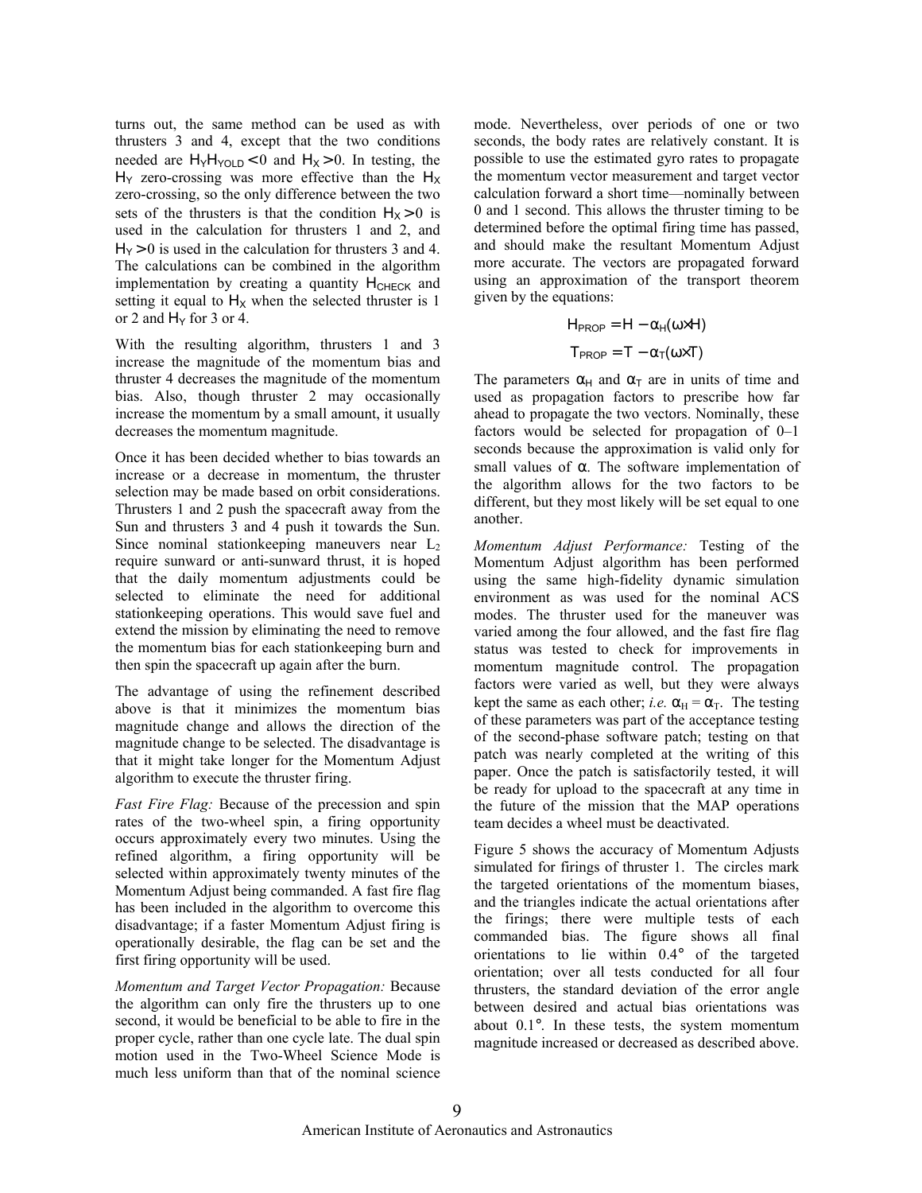turns out, the same method can be used as with thrusters 3 and 4, except that the two conditions needed are $H_Y H_{YOLD} < 0$ and $H_X > 0$. In testing, the $H_Y$ zero-crossing was more effective than the $H_X$ zero-crossing, so the only difference between the two sets of the thrusters is that the condition $H_X > 0$ is used in the calculation for thrusters 1 and 2, and $H_Y > 0$ is used in the calculation for thrusters 3 and 4. The calculations can be combined in the algorithm implementation by creating a quantity $H_{CHECK}$ and setting it equal to $H_X$ when the selected thruster is 1 or 2 and $H_Y$ for 3 or 4.

With the resulting algorithm, thrusters 1 and 3 increase the magnitude of the momentum bias and thruster 4 decreases the magnitude of the momentum bias. Also, though thruster 2 may occasionally increase the momentum by a small amount, it usually decreases the momentum magnitude.

Once it has been decided whether to bias towards an increase or a decrease in momentum, the thruster selection may be made based on orbit considerations. Thrusters 1 and 2 push the spacecraft away from the Sun and thrusters 3 and 4 push it towards the Sun. Since nominal stationkeeping maneuvers near $L_2$ require sunward or anti-sunward thrust, it is hoped that the daily momentum adjustments could be selected to eliminate the need for additional stationkeeping operations. This would save fuel and extend the mission by eliminating the need to remove the momentum bias for each stationkeeping burn and then spin the spacecraft up again after the burn.

The advantage of using the refinement described above is that it minimizes the momentum bias magnitude change and allows the direction of the magnitude change to be selected. The disadvantage is that it might take longer for the Momentum Adjust algorithm to execute the thruster firing.

*Fast Fire Flag:* Because of the precession and spin rates of the two-wheel spin, a firing opportunity occurs approximately every two minutes. Using the refined algorithm, a firing opportunity will be selected within approximately twenty minutes of the Momentum Adjust being commanded. A fast fire flag has been included in the algorithm to overcome this disadvantage; if a faster Momentum Adjust firing is operationally desirable, the flag can be set and the first firing opportunity will be used.

*Momentum and Target Vector Propagation:* Because the algorithm can only fire the thrusters up to one second, it would be beneficial to be able to fire in the proper cycle, rather than one cycle late. The dual spin motion used in the Two-Wheel Science Mode is much less uniform than that of the nominal science mode. Nevertheless, over periods of one or two seconds, the body rates are relatively constant. It is possible to use the estimated gyro rates to propagate the momentum vector measurement and target vector calculation forward a short time—nominally between 0 and 1 second. This allows the thruster timing to be determined before the optimal firing time has passed, and should make the resultant Momentum Adjust more accurate. The vectors are propagated forward using an approximation of the transport theorem given by the equations:

$$H_{PROP} = H - \alpha_H(\omega \times H)$$

$$T_{PROP} = T - \alpha_T(\omega \times T)$$

The parameters $\alpha_H$ and $\alpha_T$ are in units of time and used as propagation factors to prescribe how far ahead to propagate the two vectors. Nominally, these factors would be selected for propagation of 0–1 seconds because the approximation is valid only for small values of $\alpha$. The software implementation of the algorithm allows for the two factors to be different, but they most likely will be set equal to one another.

*Momentum Adjust Performance:* Testing of the Momentum Adjust algorithm has been performed using the same high-fidelity dynamic simulation environment as was used for the nominal ACS modes. The thruster used for the maneuver was varied among the four allowed, and the fast fire flag status was tested to check for improvements in momentum magnitude control. The propagation factors were varied as well, but they were always kept the same as each other; *i.e.* $\alpha_H = \alpha_T$. The testing of these parameters was part of the acceptance testing of the second-phase software patch; testing on that patch was nearly completed at the writing of this paper. Once the patch is satisfactorily tested, it will be ready for upload to the spacecraft at any time in the future of the mission that the MAP operations team decides a wheel must be deactivated.

Figure 5 shows the accuracy of Momentum Adjusts simulated for firings of thruster 1. The circles mark the targeted orientations of the momentum biases, and the triangles indicate the actual orientations after the firings; there were multiple tests of each commanded bias. The figure shows all final orientations to lie within 0.4° of the targeted orientation; over all tests conducted for all four thrusters, the standard deviation of the error angle between desired and actual bias orientations was about 0.1°. In these tests, the system momentum magnitude increased or decreased as described above.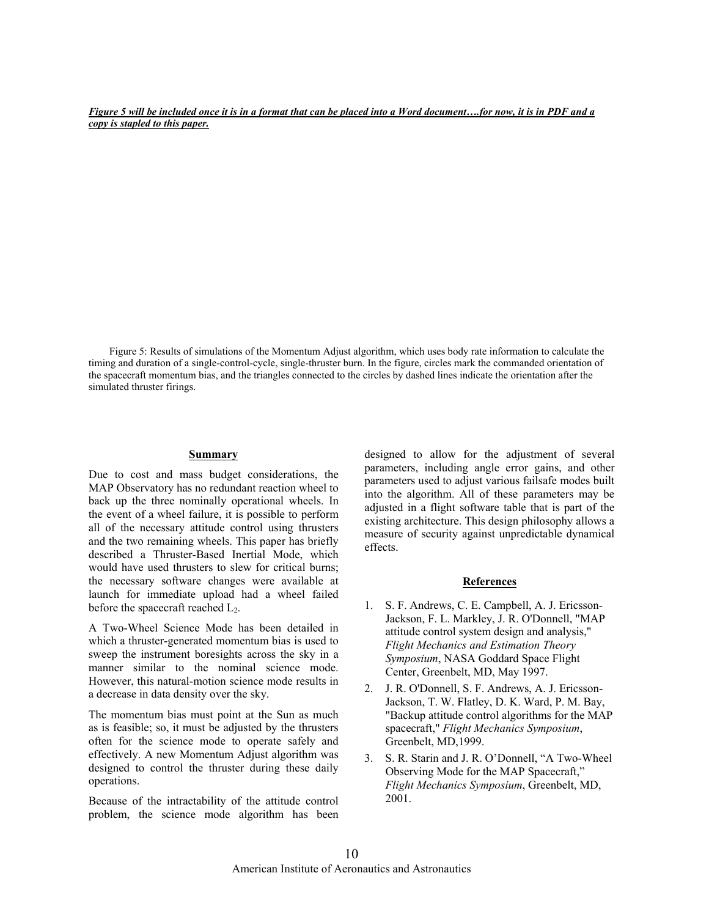***Figure 5 will be included once it is in a format that can be placed into a Word document….for now, it is in PDF and a copy is stapled to this paper.***

Figure 5: Results of simulations of the Momentum Adjust algorithm, which uses body rate information to calculate the timing and duration of a single-control-cycle, single-thruster burn. In the figure, circles mark the commanded orientation of the spacecraft momentum bias, and the triangles connected to the circles by dashed lines indicate the orientation after the simulated thruster firings.

## Summary

Due to cost and mass budget considerations, the MAP Observatory has no redundant reaction wheel to back up the three nominally operational wheels. In the event of a wheel failure, it is possible to perform all of the necessary attitude control using thrusters and the two remaining wheels. This paper has briefly described a Thruster-Based Inertial Mode, which would have used thrusters to slew for critical burns; the necessary software changes were available at launch for immediate upload had a wheel failed before the spacecraft reached $L_2$.

A Two-Wheel Science Mode has been detailed in which a thruster-generated momentum bias is used to sweep the instrument boresights across the sky in a manner similar to the nominal science mode. However, this natural-motion science mode results in a decrease in data density over the sky.

The momentum bias must point at the Sun as much as is feasible; so, it must be adjusted by the thrusters often for the science mode to operate safely and effectively. A new Momentum Adjust algorithm was designed to control the thruster during these daily operations.

Because of the intractability of the attitude control problem, the science mode algorithm has been designed to allow for the adjustment of several parameters, including angle error gains, and other parameters used to adjust various failsafe modes built into the algorithm. All of these parameters may be adjusted in a flight software table that is part of the existing architecture. This design philosophy allows a measure of security against unpredictable dynamical effects.

## References

1. S. F. Andrews, C. E. Campbell, A. J. Ericsson-Jackson, F. L. Markley, J. R. O'Donnell, "MAP attitude control system design and analysis," *Flight Mechanics and Estimation Theory Symposium*, NASA Goddard Space Flight Center, Greenbelt, MD, May 1997.
2. J. R. O'Donnell, S. F. Andrews, A. J. Ericsson-Jackson, T. W. Flatley, D. K. Ward, P. M. Bay, "Backup attitude control algorithms for the MAP spacecraft," *Flight Mechanics Symposium*, Greenbelt, MD,1999.
3. S. R. Starin and J. R. O'Donnell, "A Two-Wheel Observing Mode for the MAP Spacecraft," *Flight Mechanics Symposium*, Greenbelt, MD, 2001.